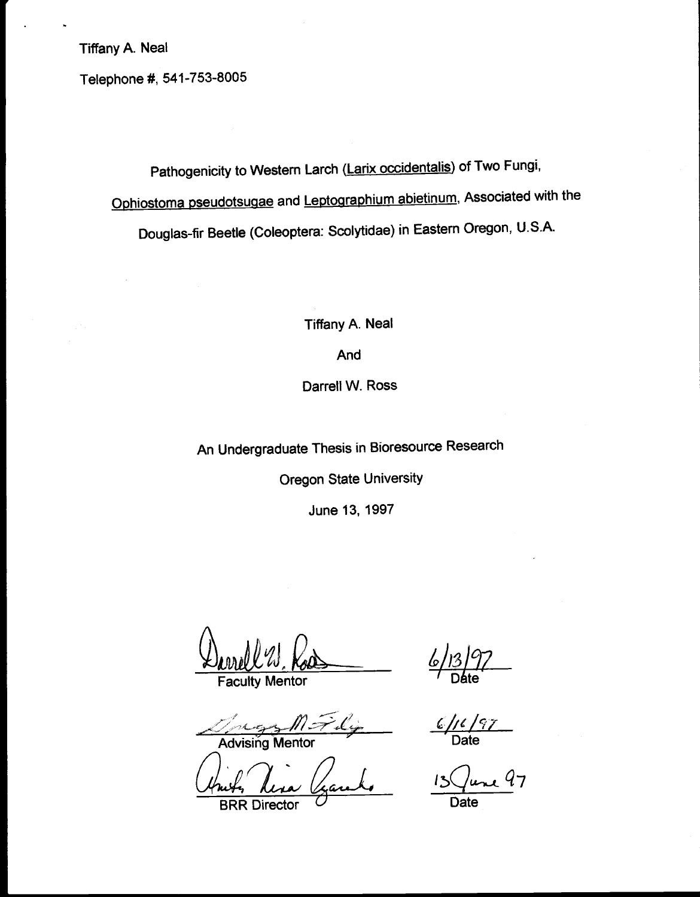Tiffany A. Neal

Telephone #, 541-753-8005

# Pathogenicity to Western Larch (*Larix occidentalis*) of Two Fungi, *Ophiostoma pseudotsugae* and *Leptographium abietinum*, Associated with the Douglas-fir Beetle (Coleoptera: Scolytidae) in Eastern Oregon, U.S.A.

Tiffany A. Neal

And

Darrell W. Ross

An Undergraduate Thesis in Bioresource Research

Oregon State University

June 13, 1997

Darrell W. Ross
Faculty Mentor

6/13/97
Date

Faculty Mentor

Advising Mentor

6/16/97
Date

BRR Director

13 June 97
Date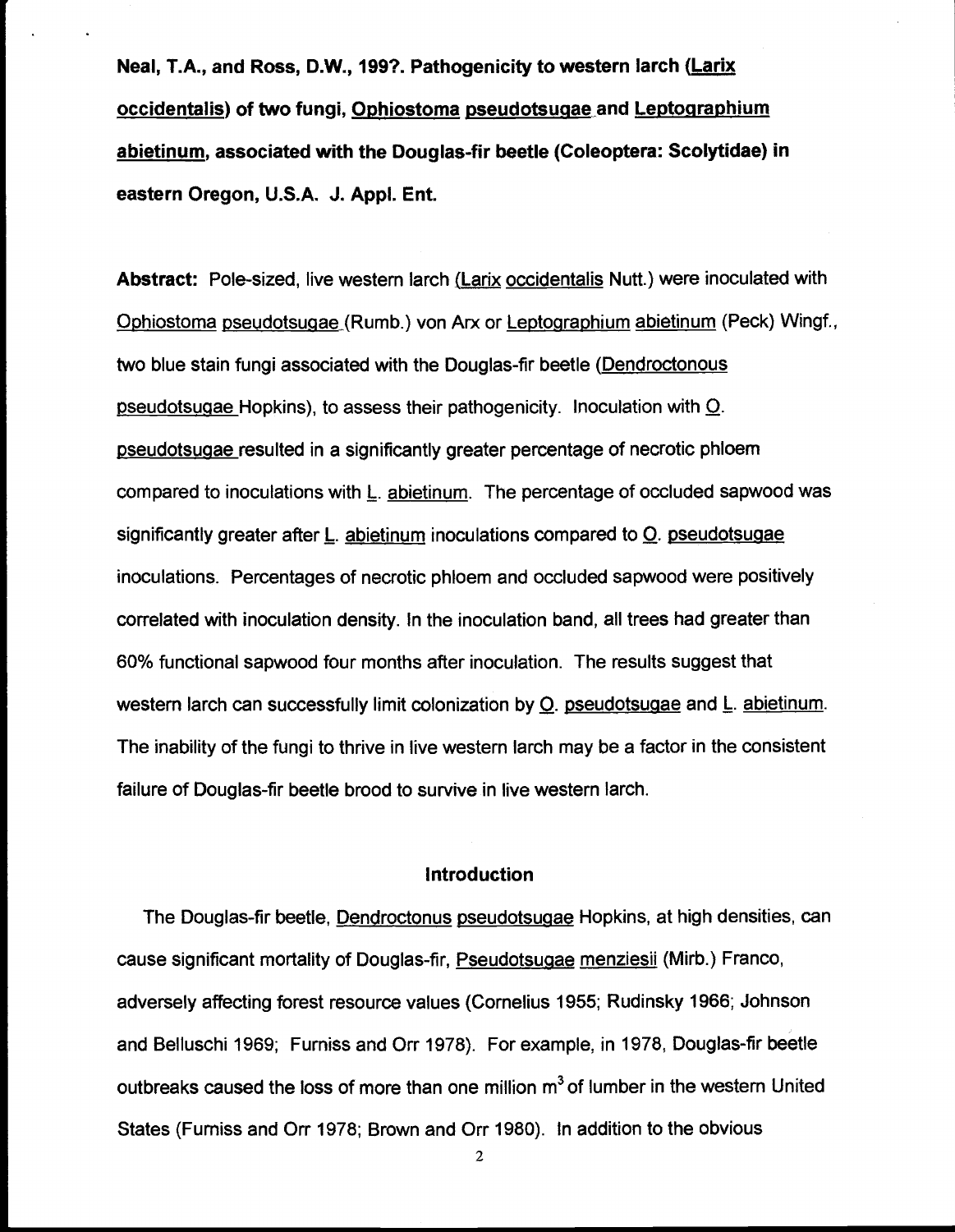**Neal, T.A., and Ross, D.W., 199?. Pathogenicity to western larch (Larix occidentalis) of two fungi, Ophiostoma pseudotsugae and Leptographium abietinum, associated with the Douglas-fir beetle (Coleoptera: Scolytidae) in eastern Oregon, U.S.A. J. Appl. Ent.**

**Abstract:** Pole-sized, live western larch (Larix occidentalis Nutt.) were inoculated with Ophiostoma pseudotsugae (Rumb.) von Arx or Leptographium abietinum (Peck) Wingf., two blue stain fungi associated with the Douglas-fir beetle (Dendroctonous pseudotsugae Hopkins), to assess their pathogenicity. Inoculation with O. pseudotsugae resulted in a significantly greater percentage of necrotic phloem compared to inoculations with L. abietinum. The percentage of occluded sapwood was significantly greater after L. abietinum inoculations compared to O. pseudotsugae inoculations. Percentages of necrotic phloem and occluded sapwood were positively correlated with inoculation density. In the inoculation band, all trees had greater than 60% functional sapwood four months after inoculation. The results suggest that western larch can successfully limit colonization by O. pseudotsugae and L. abietinum. The inability of the fungi to thrive in live western larch may be a factor in the consistent failure of Douglas-fir beetle brood to survive in live western larch.

## Introduction

The Douglas-fir beetle, Dendroctonus pseudotsugae Hopkins, at high densities, can cause significant mortality of Douglas-fir, Pseudotsugae menziesii (Mirb.) Franco, adversely affecting forest resource values (Cornelius 1955; Rudinsky 1966; Johnson and Belluschi 1969; Furniss and Orr 1978). For example, in 1978, Douglas-fir beetle outbreaks caused the loss of more than one million $m^3$ of lumber in the western United States (Furniss and Orr 1978; Brown and Orr 1980). In addition to the obvious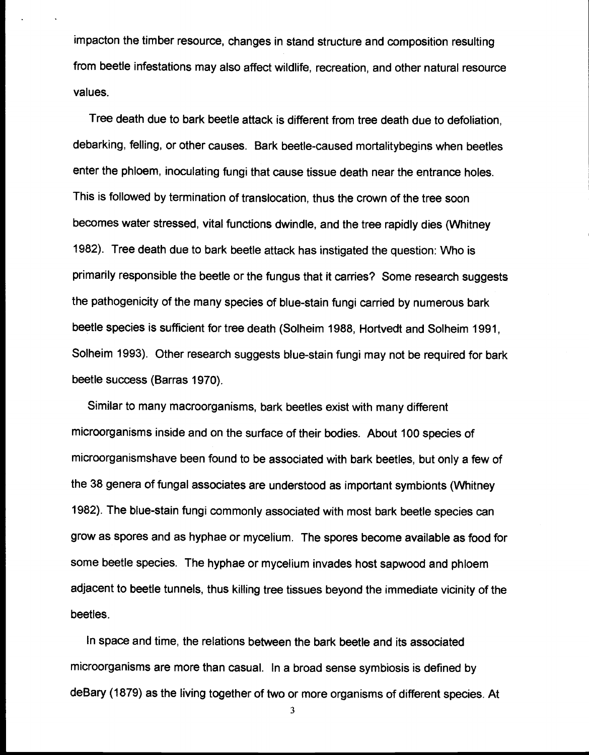impacton the timber resource, changes in stand structure and composition resulting from beetle infestations may also affect wildlife, recreation, and other natural resource values.

Tree death due to bark beetle attack is different from tree death due to defoliation, debarking, felling, or other causes. Bark beetle-caused mortalitybegins when beetles enter the phloem, inoculating fungi that cause tissue death near the entrance holes. This is followed by termination of translocation, thus the crown of the tree soon becomes water stressed, vital functions dwindle, and the tree rapidly dies (Whitney 1982). Tree death due to bark beetle attack has instigated the question: Who is primarily responsible the beetle or the fungus that it carries? Some research suggests the pathogenicity of the many species of blue-stain fungi carried by numerous bark beetle species is sufficient for tree death (Solheim 1988, Hortvedt and Solheim 1991, Solheim 1993). Other research suggests blue-stain fungi may not be required for bark beetle success (Barras 1970).

Similar to many macroorganisms, bark beetles exist with many different microorganisms inside and on the surface of their bodies. About 100 species of microorganismshave been found to be associated with bark beetles, but only a few of the 38 genera of fungal associates are understood as important symbionts (Whitney 1982). The blue-stain fungi commonly associated with most bark beetle species can grow as spores and as hyphae or mycelium. The spores become available as food for some beetle species. The hyphae or mycelium invades host sapwood and phloem adjacent to beetle tunnels, thus killing tree tissues beyond the immediate vicinity of the beetles.

In space and time, the relations between the bark beetle and its associated microorganisms are more than casual. In a broad sense symbiosis is defined by deBary (1879) as the living together of two or more organisms of different species. At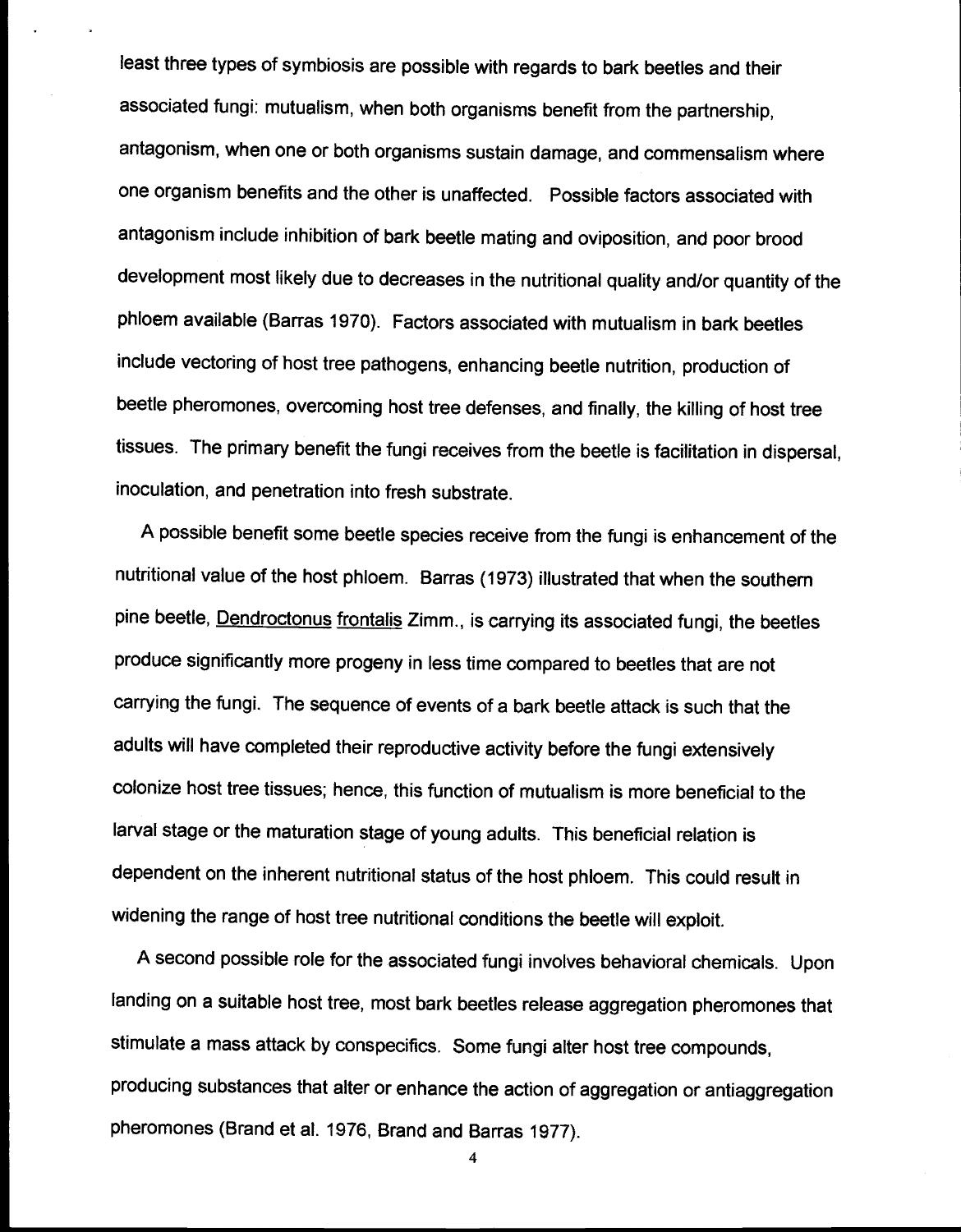least three types of symbiosis are possible with regards to bark beetles and their associated fungi: mutualism, when both organisms benefit from the partnership, antagonism, when one or both organisms sustain damage, and commensalism where one organism benefits and the other is unaffected. Possible factors associated with antagonism include inhibition of bark beetle mating and oviposition, and poor brood development most likely due to decreases in the nutritional quality and/or quantity of the phloem available (Barras 1970). Factors associated with mutualism in bark beetles include vectoring of host tree pathogens, enhancing beetle nutrition, production of beetle pheromones, overcoming host tree defenses, and finally, the killing of host tree tissues. The primary benefit the fungi receives from the beetle is facilitation in dispersal, inoculation, and penetration into fresh substrate.

A possible benefit some beetle species receive from the fungi is enhancement of the nutritional value of the host phloem. Barras (1973) illustrated that when the southern pine beetle, Dendroctonus frontalis Zimm., is carrying its associated fungi, the beetles produce significantly more progeny in less time compared to beetles that are not carrying the fungi. The sequence of events of a bark beetle attack is such that the adults will have completed their reproductive activity before the fungi extensively colonize host tree tissues; hence, this function of mutualism is more beneficial to the larval stage or the maturation stage of young adults. This beneficial relation is dependent on the inherent nutritional status of the host phloem. This could result in widening the range of host tree nutritional conditions the beetle will exploit.

A second possible role for the associated fungi involves behavioral chemicals. Upon landing on a suitable host tree, most bark beetles release aggregation pheromones that stimulate a mass attack by conspecifics. Some fungi alter host tree compounds, producing substances that alter or enhance the action of aggregation or antiaggregation pheromones (Brand et al. 1976, Brand and Barras 1977).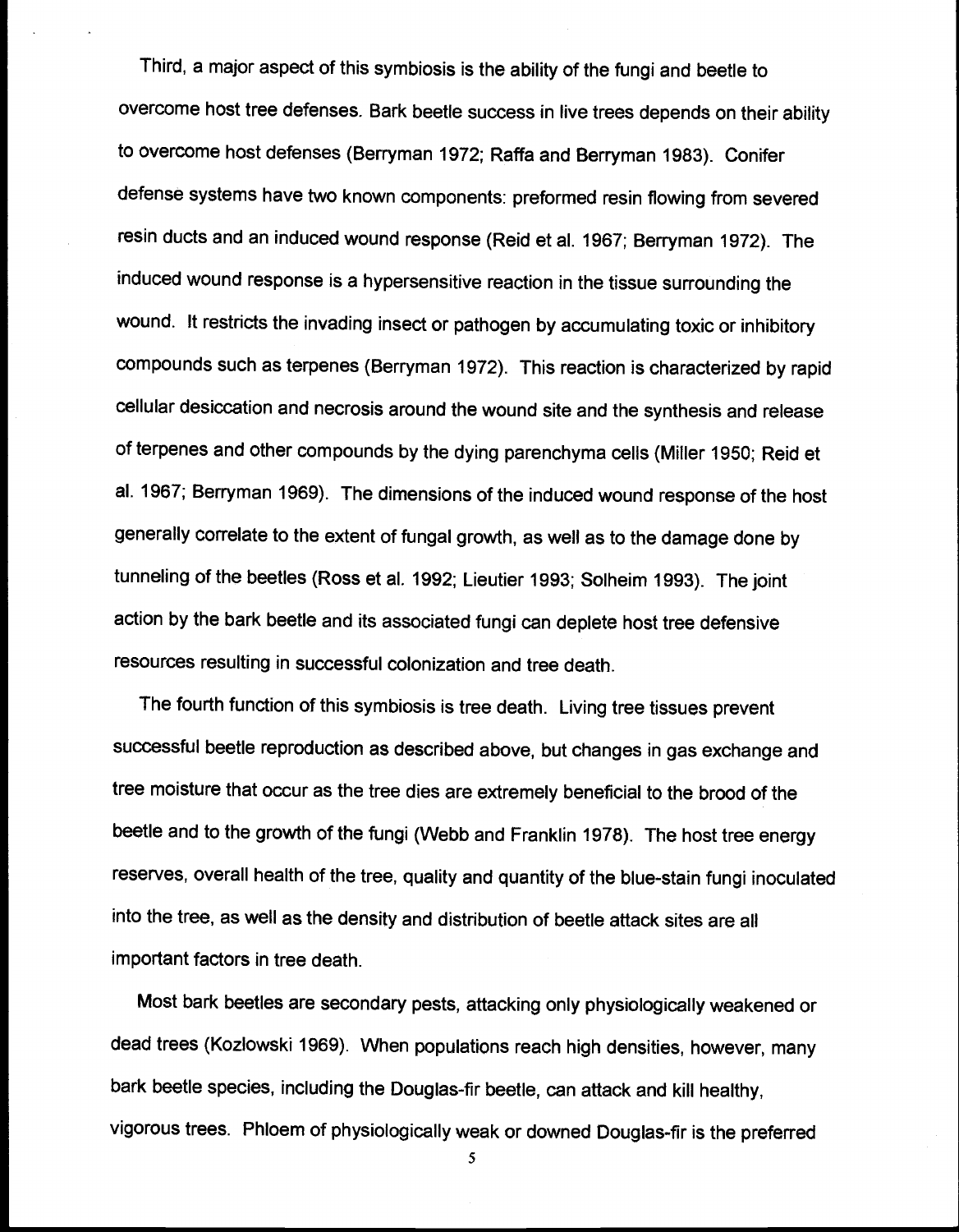Third, a major aspect of this symbiosis is the ability of the fungi and beetle to overcome host tree defenses. Bark beetle success in live trees depends on their ability to overcome host defenses (Berryman 1972; Raffa and Berryman 1983). Conifer defense systems have two known components: preformed resin flowing from severed resin ducts and an induced wound response (Reid et al. 1967; Berryman 1972). The induced wound response is a hypersensitive reaction in the tissue surrounding the wound. It restricts the invading insect or pathogen by accumulating toxic or inhibitory compounds such as terpenes (Berryman 1972). This reaction is characterized by rapid cellular desiccation and necrosis around the wound site and the synthesis and release of terpenes and other compounds by the dying parenchyma cells (Miller 1950; Reid et al. 1967; Berryman 1969). The dimensions of the induced wound response of the host generally correlate to the extent of fungal growth, as well as to the damage done by tunneling of the beetles (Ross et al. 1992; Lieutier 1993; Solheim 1993). The joint action by the bark beetle and its associated fungi can deplete host tree defensive resources resulting in successful colonization and tree death.

The fourth function of this symbiosis is tree death. Living tree tissues prevent successful beetle reproduction as described above, but changes in gas exchange and tree moisture that occur as the tree dies are extremely beneficial to the brood of the beetle and to the growth of the fungi (Webb and Franklin 1978). The host tree energy reserves, overall health of the tree, quality and quantity of the blue-stain fungi inoculated into the tree, as well as the density and distribution of beetle attack sites are all important factors in tree death.

Most bark beetles are secondary pests, attacking only physiologically weakened or dead trees (Kozlowski 1969). When populations reach high densities, however, many bark beetle species, including the Douglas-fir beetle, can attack and kill healthy, vigorous trees. Phloem of physiologically weak or downed Douglas-fir is the preferred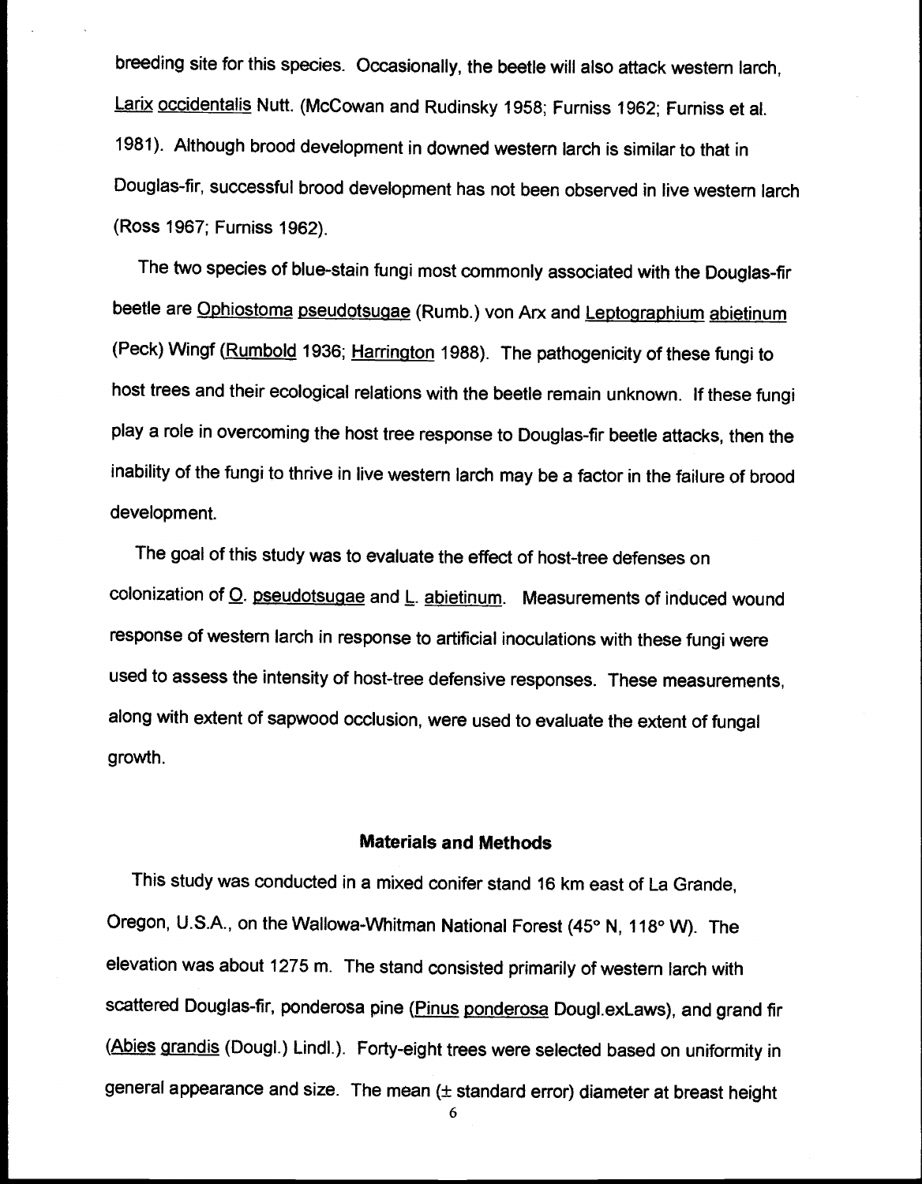breeding site for this species. Occasionally, the beetle will also attack western larch, Larix occidentalis Nutt. (McCowan and Rudinsky 1958; Furniss 1962; Furniss et al. 1981). Although brood development in downed western larch is similar to that in Douglas-fir, successful brood development has not been observed in live western larch (Ross 1967; Furniss 1962).

The two species of blue-stain fungi most commonly associated with the Douglas-fir beetle are Ophiostoma pseudotsugae (Rumb.) von Arx and Leptographium abietinum (Peck) Wingf (Rumbold 1936; Harrington 1988). The pathogenicity of these fungi to host trees and their ecological relations with the beetle remain unknown. If these fungi play a role in overcoming the host tree response to Douglas-fir beetle attacks, then the inability of the fungi to thrive in live western larch may be a factor in the failure of brood development.

The goal of this study was to evaluate the effect of host-tree defenses on colonization of O. pseudotsugae and L. abietinum. Measurements of induced wound response of western larch in response to artificial inoculations with these fungi were used to assess the intensity of host-tree defensive responses. These measurements, along with extent of sapwood occlusion, were used to evaluate the extent of fungal growth.

## Materials and Methods

This study was conducted in a mixed conifer stand 16 km east of La Grande, Oregon, U.S.A., on the Wallowa-Whitman National Forest (45° N, 118° W). The elevation was about 1275 m. The stand consisted primarily of western larch with scattered Douglas-fir, ponderosa pine (Pinus ponderosa Dougl.exLaws), and grand fir (Abies grandis (Dougl.) Lindl.). Forty-eight trees were selected based on uniformity in general appearance and size. The mean (± standard error) diameter at breast height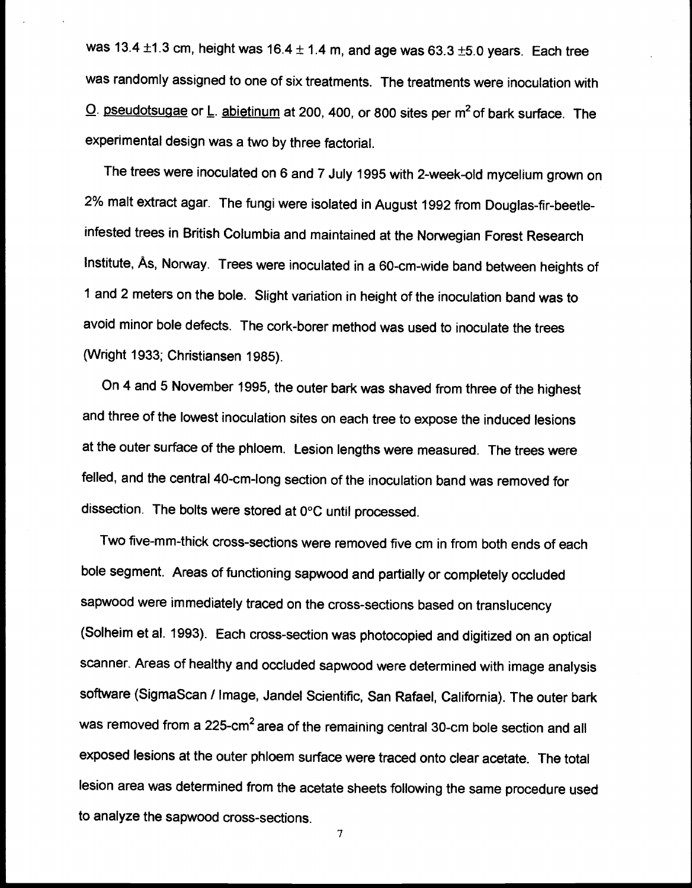was 13.4 ±1.3 cm, height was 16.4 ± 1.4 m, and age was 63.3 ±5.0 years. Each tree was randomly assigned to one of six treatments. The treatments were inoculation with O. pseudotsugae or L. abietinum at 200, 400, or 800 sites per $m^2$ of bark surface. The experimental design was a two by three factorial.

The trees were inoculated on 6 and 7 July 1995 with 2-week-old mycelium grown on 2% malt extract agar. The fungi were isolated in August 1992 from Douglas-fir-beetle-infested trees in British Columbia and maintained at the Norwegian Forest Research Institute, Ås, Norway. Trees were inoculated in a 60-cm-wide band between heights of 1 and 2 meters on the bole. Slight variation in height of the inoculation band was to avoid minor bole defects. The cork-borer method was used to inoculate the trees (Wright 1933; Christiansen 1985).

On 4 and 5 November 1995, the outer bark was shaved from three of the highest and three of the lowest inoculation sites on each tree to expose the induced lesions at the outer surface of the phloem. Lesion lengths were measured. The trees were felled, and the central 40-cm-long section of the inoculation band was removed for dissection. The bolts were stored at 0°C until processed.

Two five-mm-thick cross-sections were removed five cm in from both ends of each bole segment. Areas of functioning sapwood and partially or completely occluded sapwood were immediately traced on the cross-sections based on translucency (Solheim et al. 1993). Each cross-section was photocopied and digitized on an optical scanner. Areas of healthy and occluded sapwood were determined with image analysis software (SigmaScan / Image, Jandel Scientific, San Rafael, California). The outer bark was removed from a 225-$cm^2$ area of the remaining central 30-cm bole section and all exposed lesions at the outer phloem surface were traced onto clear acetate. The total lesion area was determined from the acetate sheets following the same procedure used to analyze the sapwood cross-sections.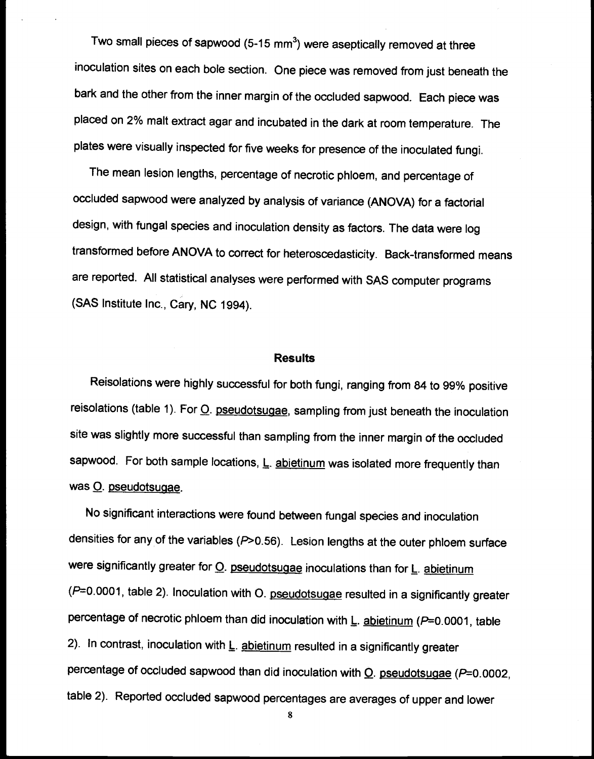Two small pieces of sapwood (5-15 mm$^3$) were aseptically removed at three inoculation sites on each bole section. One piece was removed from just beneath the bark and the other from the inner margin of the occluded sapwood. Each piece was placed on 2% malt extract agar and incubated in the dark at room temperature. The plates were visually inspected for five weeks for presence of the inoculated fungi.

The mean lesion lengths, percentage of necrotic phloem, and percentage of occluded sapwood were analyzed by analysis of variance (ANOVA) for a factorial design, with fungal species and inoculation density as factors. The data were log transformed before ANOVA to correct for heteroscedasticity. Back-transformed means are reported. All statistical analyses were performed with SAS computer programs (SAS Institute Inc., Cary, NC 1994).

## Results

Reisolations were highly successful for both fungi, ranging from 84 to 99% positive reisolations (table 1). For O. pseudotsugae, sampling from just beneath the inoculation site was slightly more successful than sampling from the inner margin of the occluded sapwood. For both sample locations, L. abietinum was isolated more frequently than was O. pseudotsugae.

No significant interactions were found between fungal species and inoculation densities for any of the variables ($P$>0.56). Lesion lengths at the outer phloem surface were significantly greater for O. pseudotsugae inoculations than for L. abietinum ($P$=0.0001, table 2). Inoculation with O. pseudotsugae resulted in a significantly greater percentage of necrotic phloem than did inoculation with L. abietinum ($P$=0.0001, table 2). In contrast, inoculation with L. abietinum resulted in a significantly greater percentage of occluded sapwood than did inoculation with O. pseudotsugae ($P$=0.0002, table 2). Reported occluded sapwood percentages are averages of upper and lower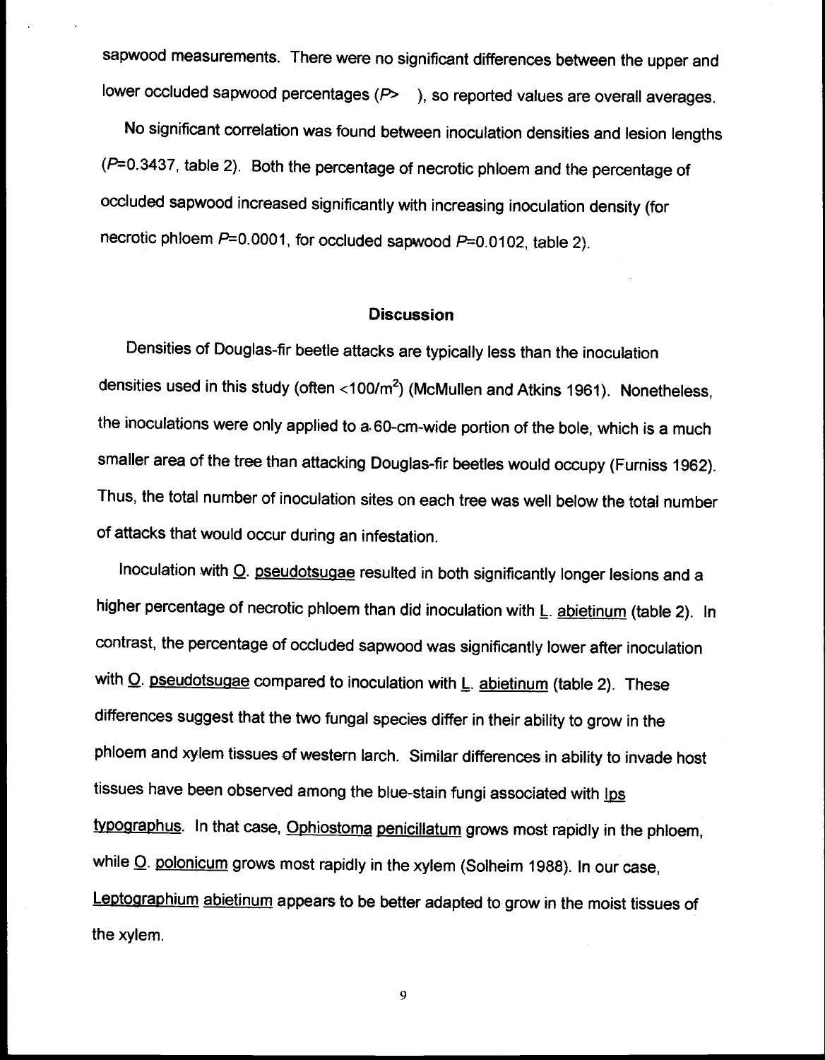sapwood measurements. There were no significant differences between the upper and lower occluded sapwood percentages ($P >$ ), so reported values are overall averages.

No significant correlation was found between inoculation densities and lesion lengths ($P=0.3437$, table 2). Both the percentage of necrotic phloem and the percentage of occluded sapwood increased significantly with increasing inoculation density (for necrotic phloem $P=0.0001$, for occluded sapwood $P=0.0102$, table 2).

## Discussion

Densities of Douglas-fir beetle attacks are typically less than the inoculation densities used in this study (often $<100/m^2$) (McMullen and Atkins 1961). Nonetheless, the inoculations were only applied to a 60-cm-wide portion of the bole, which is a much smaller area of the tree than attacking Douglas-fir beetles would occupy (Furniss 1962). Thus, the total number of inoculation sites on each tree was well below the total number of attacks that would occur during an infestation.

Inoculation with O. pseudotsugae resulted in both significantly longer lesions and a higher percentage of necrotic phloem than did inoculation with L. abietinum (table 2). In contrast, the percentage of occluded sapwood was significantly lower after inoculation with O. pseudotsugae compared to inoculation with L. abietinum (table 2). These differences suggest that the two fungal species differ in their ability to grow in the phloem and xylem tissues of western larch. Similar differences in ability to invade host tissues have been observed among the blue-stain fungi associated with Ips typographus. In that case, Ophiostoma penicillatum grows most rapidly in the phloem, while O. polonicum grows most rapidly in the xylem (Solheim 1988). In our case, Leptographium abietinum appears to be better adapted to grow in the moist tissues of the xylem.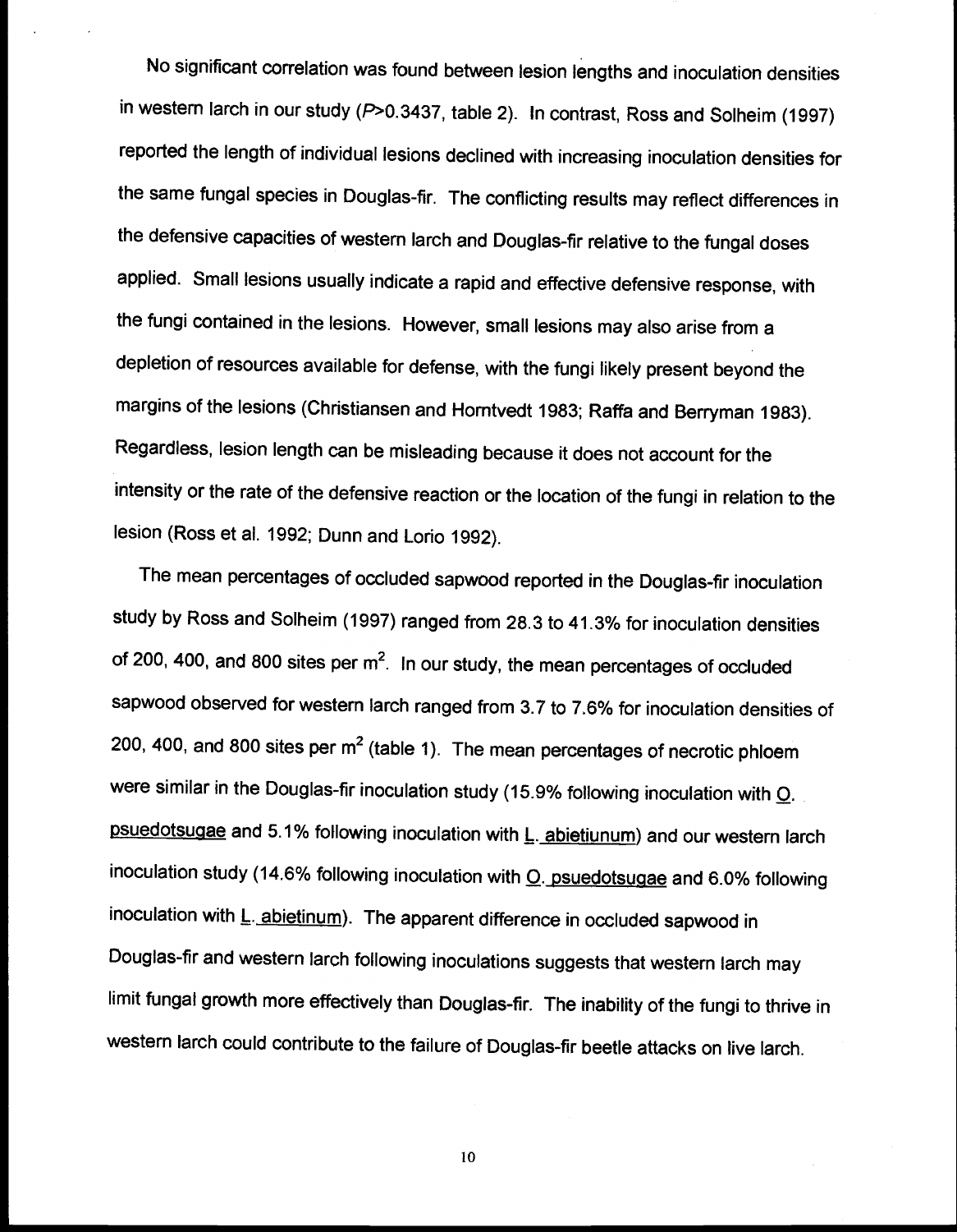No significant correlation was found between lesion lengths and inoculation densities in western larch in our study ($P>0.3437$, table 2). In contrast, Ross and Solheim (1997) reported the length of individual lesions declined with increasing inoculation densities for the same fungal species in Douglas-fir. The conflicting results may reflect differences in the defensive capacities of western larch and Douglas-fir relative to the fungal doses applied. Small lesions usually indicate a rapid and effective defensive response, with the fungi contained in the lesions. However, small lesions may also arise from a depletion of resources available for defense, with the fungi likely present beyond the margins of the lesions (Christiansen and Horntvedt 1983; Raffa and Berryman 1983). Regardless, lesion length can be misleading because it does not account for the intensity or the rate of the defensive reaction or the location of the fungi in relation to the lesion (Ross et al. 1992; Dunn and Lorio 1992).

The mean percentages of occluded sapwood reported in the Douglas-fir inoculation study by Ross and Solheim (1997) ranged from 28.3 to 41.3% for inoculation densities of 200, 400, and 800 sites per $m^2$. In our study, the mean percentages of occluded sapwood observed for western larch ranged from 3.7 to 7.6% for inoculation densities of 200, 400, and 800 sites per $m^2$ (table 1). The mean percentages of necrotic phloem were similar in the Douglas-fir inoculation study (15.9% following inoculation with O. psuedotsugae and 5.1% following inoculation with L. abietiunum) and our western larch inoculation study (14.6% following inoculation with O. psuedotsugae and 6.0% following inoculation with L. abietinum). The apparent difference in occluded sapwood in Douglas-fir and western larch following inoculations suggests that western larch may limit fungal growth more effectively than Douglas-fir. The inability of the fungi to thrive in western larch could contribute to the failure of Douglas-fir beetle attacks on live larch.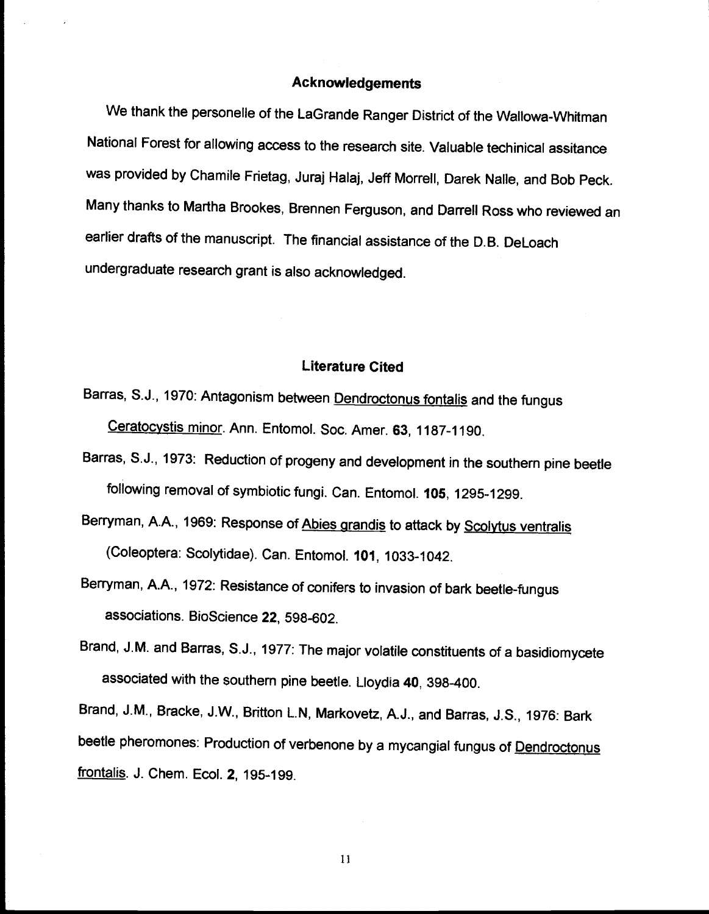## Acknowledgements

We thank the personelle of the LaGrande Ranger District of the Wallowa-Whitman National Forest for allowing access to the research site. Valuable techinical assitance was provided by Chamile Frietag, Juraj Halaj, Jeff Morrell, Darek Nalle, and Bob Peck. Many thanks to Martha Brookes, Brennen Ferguson, and Darrell Ross who reviewed an earlier drafts of the manuscript. The financial assistance of the D.B. DeLoach undergraduate research grant is also acknowledged.

## Literature Cited

Barras, S.J., 1970: Antagonism between Dendroctonus fontalis and the fungus Ceratocystis minor. Ann. Entomol. Soc. Amer. **63**, 1187-1190.

Barras, S.J., 1973: Reduction of progeny and development in the southern pine beetle following removal of symbiotic fungi. Can. Entomol. **105**, 1295-1299.

Berryman, A.A., 1969: Response of Abies grandis to attack by Scolytus ventralis (Coleoptera: Scolytidae). Can. Entomol. **101**, 1033-1042.

Berryman, A.A., 1972: Resistance of conifers to invasion of bark beetle-fungus associations. BioScience **22**, 598-602.

Brand, J.M. and Barras, S.J., 1977: The major volatile constituents of a basidiomycete associated with the southern pine beetle. Lloydia **40**, 398-400.

Brand, J.M., Bracke, J.W., Britton L.N, Markovetz, A.J., and Barras, J.S., 1976: Bark beetle pheromones: Production of verbenone by a mycangial fungus of Dendroctonus frontalis. J. Chem. Ecol. **2**, 195-199.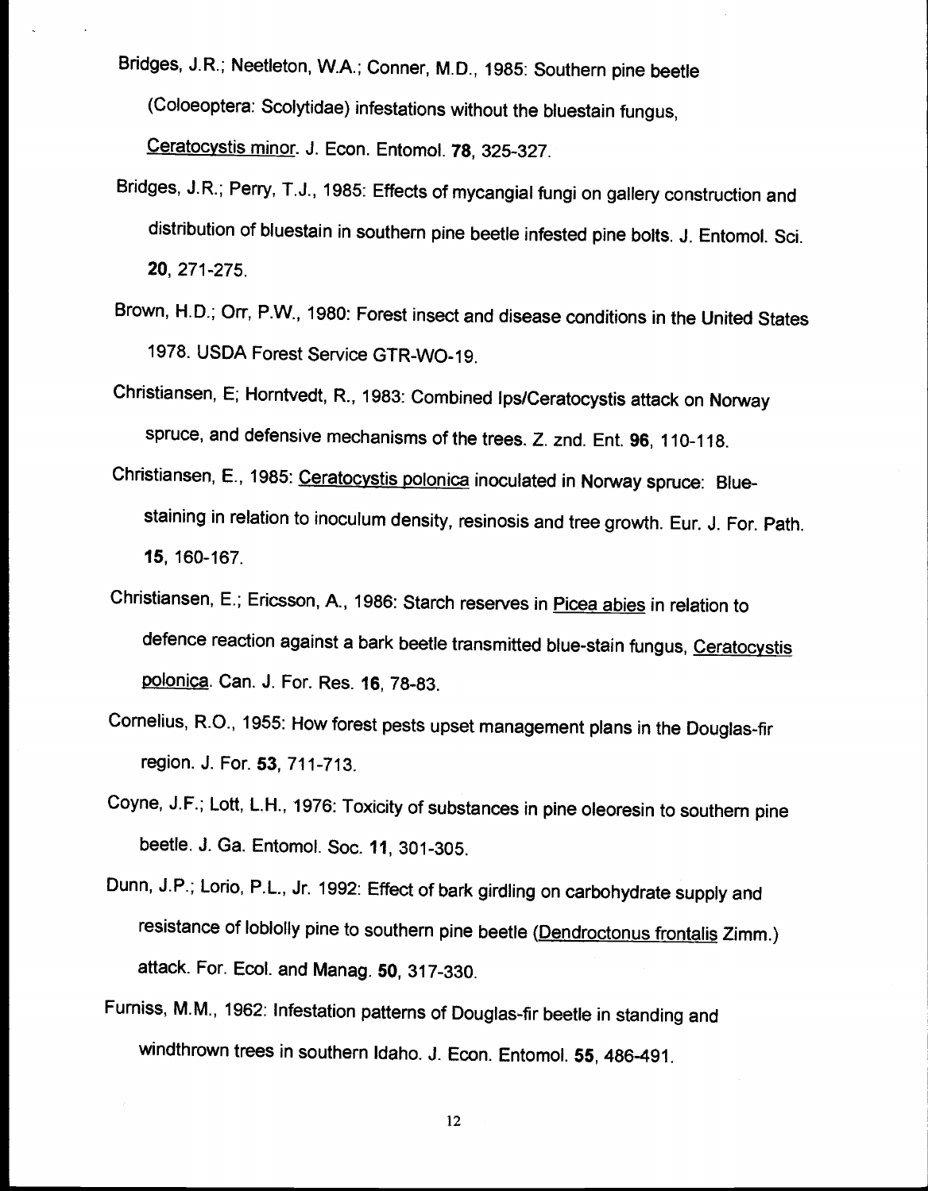Bridges, J.R.; Neetleton, W.A.; Conner, M.D., 1985: Southern pine beetle (Coloeoptera: Scolytidae) infestations without the bluestain fungus, Ceratocystis minor. J. Econ. Entomol. **78**, 325-327.

Bridges, J.R.; Perry, T.J., 1985: Effects of mycangial fungi on gallery construction and distribution of bluestain in southern pine beetle infested pine bolts. J. Entomol. Sci. **20**, 271-275.

Brown, H.D.; Orr, P.W., 1980: Forest insect and disease conditions in the United States 1978. USDA Forest Service GTR-WO-19.

Christiansen, E; Horntvedt, R., 1983: Combined Ips/Ceratocystis attack on Norway spruce, and defensive mechanisms of the trees. Z. znd. Ent. **96**, 110-118.

Christiansen, E., 1985: Ceratocystis polonica inoculated in Norway spruce: Blue-staining in relation to inoculum density, resinosis and tree growth. Eur. J. For. Path. **15**, 160-167.

Christiansen, E.; Ericsson, A., 1986: Starch reserves in Picea abies in relation to defence reaction against a bark beetle transmitted blue-stain fungus, Ceratocystis polonica. Can. J. For. Res. **16**, 78-83.

Cornelius, R.O., 1955: How forest pests upset management plans in the Douglas-fir region. J. For. **53**, 711-713.

Coyne, J.F.; Lott, L.H., 1976: Toxicity of substances in pine oleoresin to southern pine beetle. J. Ga. Entomol. Soc. **11**, 301-305.

Dunn, J.P.; Lorio, P.L., Jr. 1992: Effect of bark girdling on carbohydrate supply and resistance of loblolly pine to southern pine beetle (Dendroctonus frontalis Zimm.) attack. For. Ecol. and Manag. **50**, 317-330.

Furniss, M.M., 1962: Infestation patterns of Douglas-fir beetle in standing and windthrown trees in southern Idaho. J. Econ. Entomol. **55**, 486-491.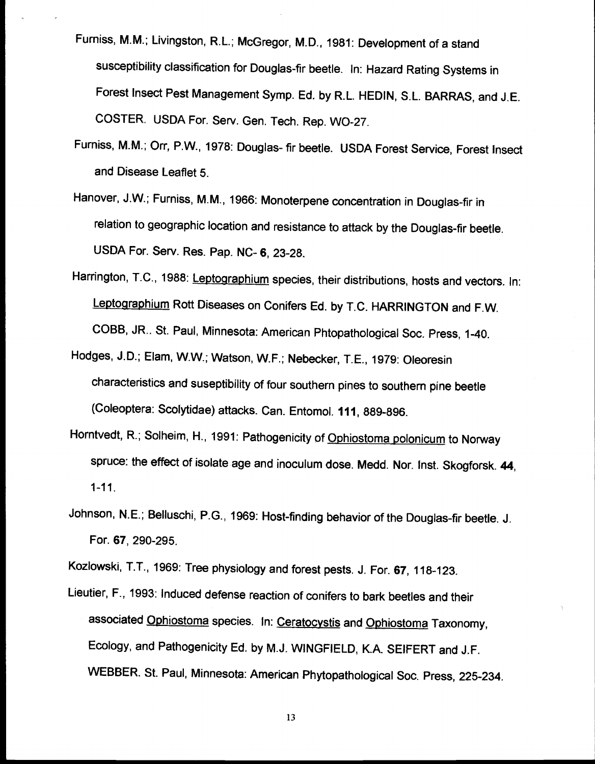Furniss, M.M.; Livingston, R.L.; McGregor, M.D., 1981: Development of a stand susceptibility classification for Douglas-fir beetle. In: Hazard Rating Systems in Forest Insect Pest Management Symp. Ed. by R.L. HEDIN, S.L. BARRAS, and J.E. COSTER. USDA For. Serv. Gen. Tech. Rep. WO-27.

Furniss, M.M.; Orr, P.W., 1978: Douglas- fir beetle. USDA Forest Service, Forest Insect and Disease Leaflet 5.

Hanover, J.W.; Furniss, M.M., 1966: Monoterpene concentration in Douglas-fir in relation to geographic location and resistance to attack by the Douglas-fir beetle. USDA For. Serv. Res. Pap. NC- **6**, 23-28.

Harrington, T.C., 1988: Leptographium species, their distributions, hosts and vectors. In: Leptographium Rott Diseases on Conifers Ed. by T.C. HARRINGTON and F.W. COBB, JR.. St. Paul, Minnesota: American Phtopathological Soc. Press, 1-40.

Hodges, J.D.; Elam, W.W.; Watson, W.F.; Nebecker, T.E., 1979: Oleoresin characteristics and suseptibility of four southern pines to southern pine beetle (Coleoptera: Scolytidae) attacks. Can. Entomol. **111**, 889-896.

Horntvedt, R.; Solheim, H., 1991: Pathogenicity of Ophiostoma polonicum to Norway spruce: the effect of isolate age and inoculum dose. Medd. Nor. Inst. Skogforsk. **44**, 1-11.

Johnson, N.E.; Belluschi, P.G., 1969: Host-finding behavior of the Douglas-fir beetle. J. For. **67**, 290-295.

Kozlowski, T.T., 1969: Tree physiology and forest pests. J. For. **67**, 118-123.

Lieutier, F., 1993: Induced defense reaction of conifers to bark beetles and their associated Ophiostoma species. In: Ceratocystis and Ophiostoma Taxonomy, Ecology, and Pathogenicity Ed. by M.J. WINGFIELD, K.A. SEIFERT and J.F. WEBBER. St. Paul, Minnesota: American Phytopathological Soc. Press, 225-234.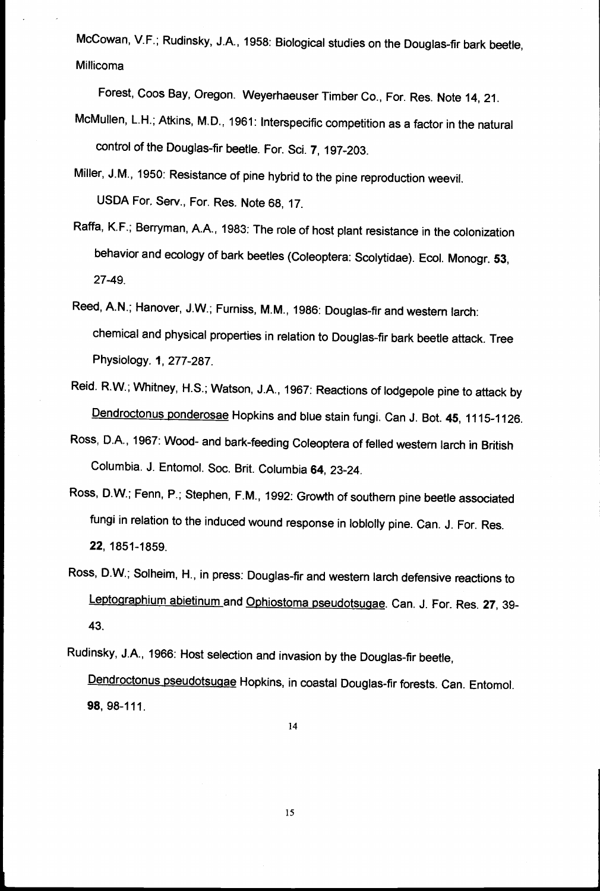McCowan, V.F.; Rudinsky, J.A., 1958: Biological studies on the Douglas-fir bark beetle, Millicoma Forest, Coos Bay, Oregon. Weyerhaeuser Timber Co., For. Res. Note 14, 21.

McMullen, L.H.; Atkins, M.D., 1961: Interspecific competition as a factor in the natural control of the Douglas-fir beetle. For. Sci. **7**, 197-203.

Miller, J.M., 1950: Resistance of pine hybrid to the pine reproduction weevil. USDA For. Serv., For. Res. Note 68, 17.

Raffa, K.F.; Berryman, A.A., 1983: The role of host plant resistance in the colonization behavior and ecology of bark beetles (Coleoptera: Scolytidae). Ecol. Monogr. **53**, 27-49.

Reed, A.N.; Hanover, J.W.; Furniss, M.M., 1986: Douglas-fir and western larch: chemical and physical properties in relation to Douglas-fir bark beetle attack. Tree Physiology. **1**, 277-287.

Reid. R.W.; Whitney, H.S.; Watson, J.A., 1967: Reactions of lodgepole pine to attack by Dendroctonus ponderosae Hopkins and blue stain fungi. Can J. Bot. **45**, 1115-1126.

Ross, D.A., 1967: Wood- and bark-feeding Coleoptera of felled western larch in British Columbia. J. Entomol. Soc. Brit. Columbia **64**, 23-24.

Ross, D.W.; Fenn, P.; Stephen, F.M., 1992: Growth of southern pine beetle associated fungi in relation to the induced wound response in loblolly pine. Can. J. For. Res. **22**, 1851-1859.

Ross, D.W.; Solheim, H., in press: Douglas-fir and western larch defensive reactions to Leptographium abietinum and Ophiostoma pseudotsugae. Can. J. For. Res. **27**, 39-43.

Rudinsky, J.A., 1966: Host selection and invasion by the Douglas-fir beetle, Dendroctonus pseudotsugae Hopkins, in coastal Douglas-fir forests. Can. Entomol. **98**, 98-111.